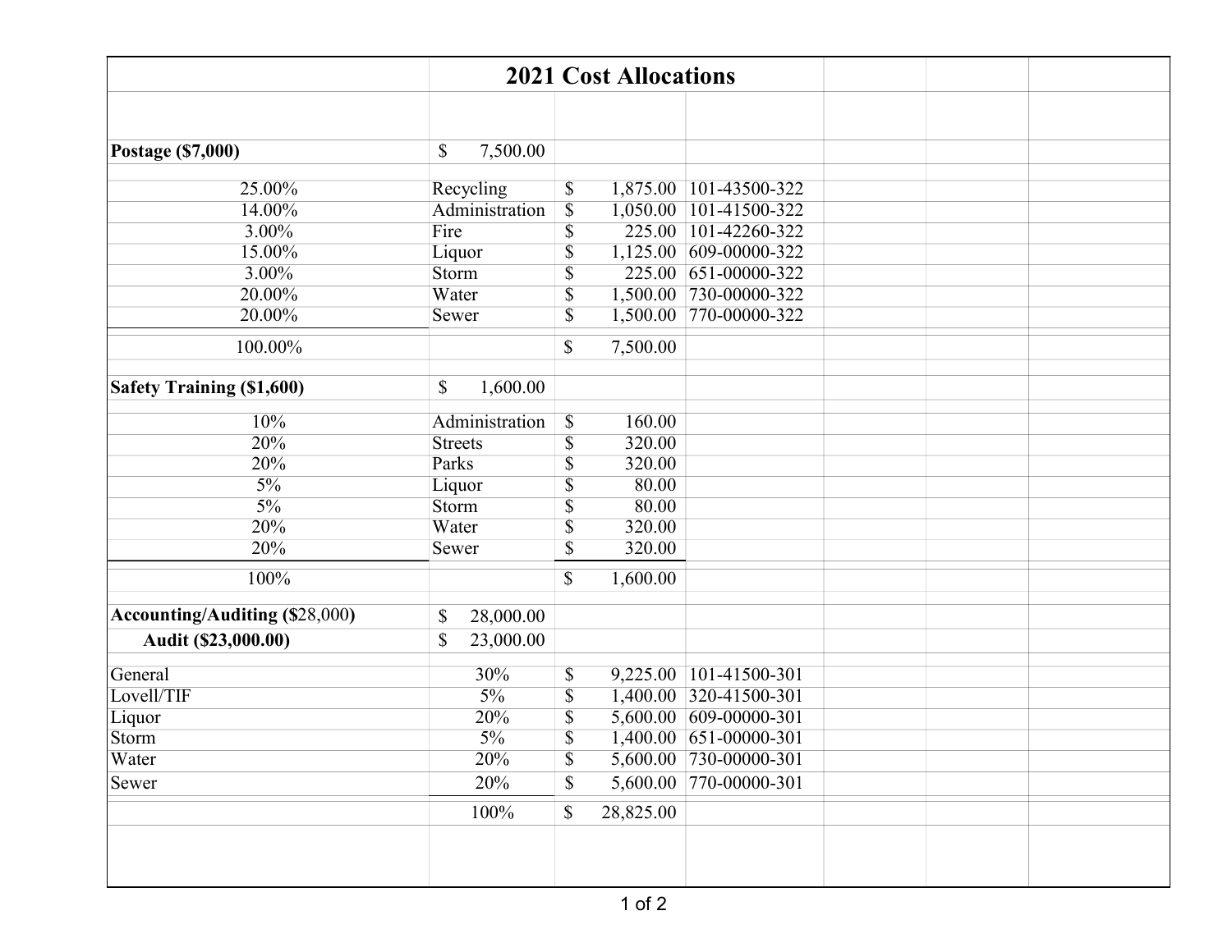# 2021 Cost Allocations

| | | | |
|---|---|---|---|
| **Postage ($7,000)** | $ 7,500.00 | | |
| 25.00% | Recycling | $ 1,875.00 | 101-43500-322 |
| 14.00% | Administration | $ 1,050.00 | 101-41500-322 |
| 3.00% | Fire | $ 225.00 | 101-42260-322 |
| 15.00% | Liquor | $ 1,125.00 | 609-00000-322 |
| 3.00% | Storm | $ 225.00 | 651-00000-322 |
| 20.00% | Water | $ 1,500.00 | 730-00000-322 |
| 20.00% | Sewer | $ 1,500.00 | 770-00000-322 |
| 100.00% | | $ 7,500.00 | |
| **Safety Training ($1,600)** | $ 1,600.00 | | |
| 10% | Administration | $ 160.00 | |
| 20% | Streets | $ 320.00 | |
| 20% | Parks | $ 320.00 | |
| 5% | Liquor | $ 80.00 | |
| 5% | Storm | $ 80.00 | |
| 20% | Water | $ 320.00 | |
| 20% | Sewer | $ 320.00 | |
| 100% | | $ 1,600.00 | |
| **Accounting/Auditing ($28,000)** | $ 28,000.00 | | |
| **Audit ($23,000.00)** | $ 23,000.00 | | |
| General | 30% | $ 9,225.00 | 101-41500-301 |
| Lovell/TIF | 5% | $ 1,400.00 | 320-41500-301 |
| Liquor | 20% | $ 5,600.00 | 609-00000-301 |
| Storm | 5% | $ 1,400.00 | 651-00000-301 |
| Water | 20% | $ 5,600.00 | 730-00000-301 |
| Sewer | 20% | $ 5,600.00 | 770-00000-301 |
| | 100% | $ 28,825.00 | |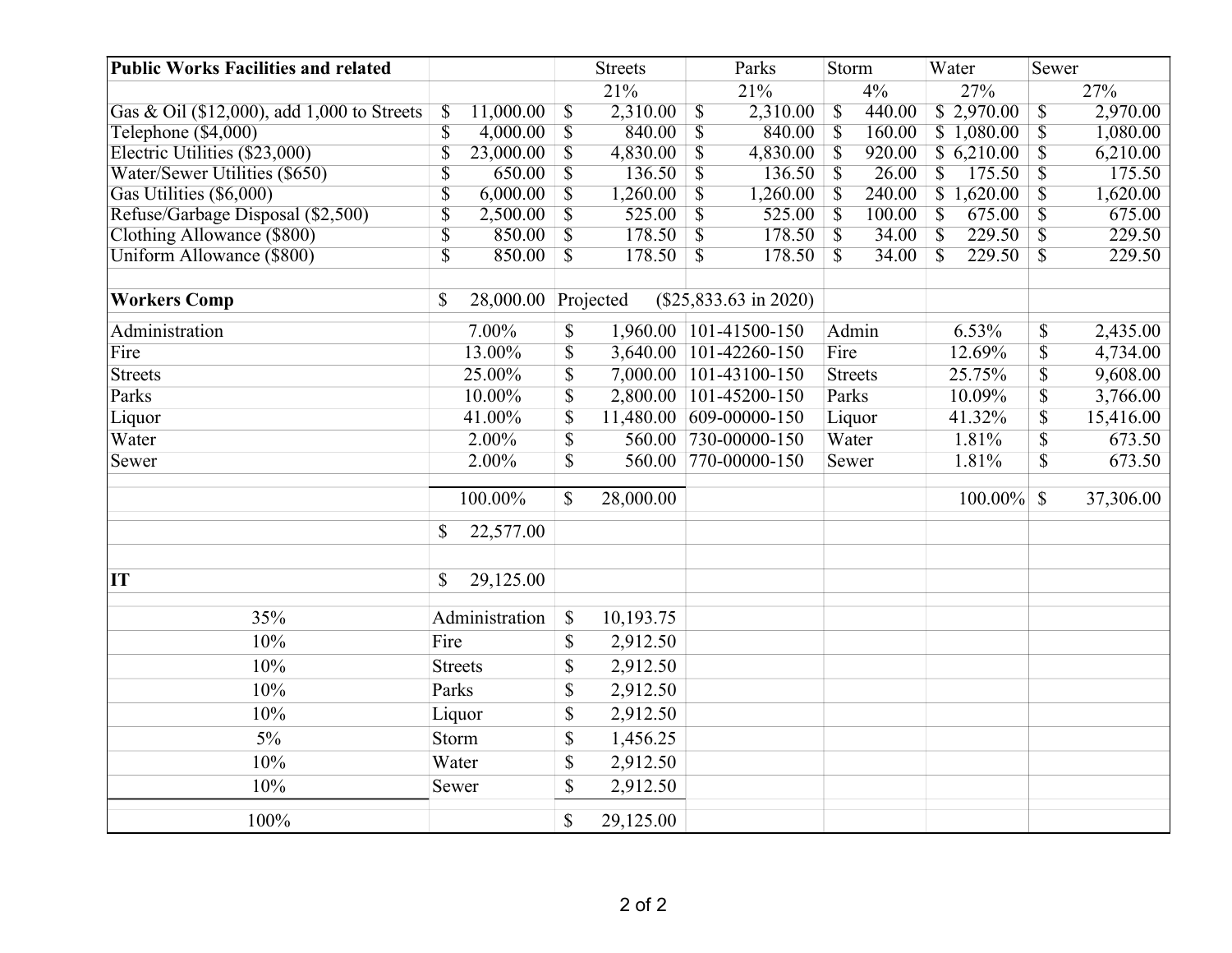| Public Works Facilities and related | | Streets | Parks | Storm | Water | Sewer |
|---|---|---|---|---|---|---|
| | | 21% | 21% | 4% | 27% | 27% |
| Gas & Oil ($12,000), add 1,000 to Streets | $ 11,000.00 | $ 2,310.00 | $ 2,310.00 | $ 440.00 | $ 2,970.00 | $ 2,970.00 |
| Telephone ($4,000) | $ 4,000.00 | $ 840.00 | $ 840.00 | $ 160.00 | $ 1,080.00 | $ 1,080.00 |
| Electric Utilities ($23,000) | $ 23,000.00 | $ 4,830.00 | $ 4,830.00 | $ 920.00 | $ 6,210.00 | $ 6,210.00 |
| Water/Sewer Utilities ($650) | $ 650.00 | $ 136.50 | $ 136.50 | $ 26.00 | $ 175.50 | $ 175.50 |
| Gas Utilities ($6,000) | $ 6,000.00 | $ 1,260.00 | $ 1,260.00 | $ 240.00 | $ 1,620.00 | $ 1,620.00 |
| Refuse/Garbage Disposal ($2,500) | $ 2,500.00 | $ 525.00 | $ 525.00 | $ 100.00 | $ 675.00 | $ 675.00 |
| Clothing Allowance ($800) | $ 850.00 | $ 178.50 | $ 178.50 | $ 34.00 | $ 229.50 | $ 229.50 |
| Uniform Allowance ($800) | $ 850.00 | $ 178.50 | $ 178.50 | $ 34.00 | $ 229.50 | $ 229.50 |

| | | | | | | |
|---|---|---|---|---|---|---|
| **Workers Comp** | $ 28,000.00 | Projected | ($25,833.63 in 2020) | | | |
| Administration | 7.00% | $ 1,960.00 | 101-41500-150 | Admin | 6.53% | $ 2,435.00 |
| Fire | 13.00% | $ 3,640.00 | 101-42260-150 | Fire | 12.69% | $ 4,734.00 |
| Streets | 25.00% | $ 7,000.00 | 101-43100-150 | Streets | 25.75% | $ 9,608.00 |
| Parks | 10.00% | $ 2,800.00 | 101-45200-150 | Parks | 10.09% | $ 3,766.00 |
| Liquor | 41.00% | $ 11,480.00 | 609-00000-150 | Liquor | 41.32% | $ 15,416.00 |
| Water | 2.00% | $ 560.00 | 730-00000-150 | Water | 1.81% | $ 673.50 |
| Sewer | 2.00% | $ 560.00 | 770-00000-150 | Sewer | 1.81% | $ 673.50 |
| | 100.00% | $ 28,000.00 | | | 100.00% | $ 37,306.00 |
| | $ 22,577.00 | | | | | |

| | | |
|---|---|---|
| **IT** | $ 29,125.00 | |
| 35% | Administration | $ 10,193.75 |
| 10% | Fire | $ 2,912.50 |
| 10% | Streets | $ 2,912.50 |
| 10% | Parks | $ 2,912.50 |
| 10% | Liquor | $ 2,912.50 |
| 5% | Storm | $ 1,456.25 |
| 10% | Water | $ 2,912.50 |
| 10% | Sewer | $ 2,912.50 |
| 100% | | $ 29,125.00 |